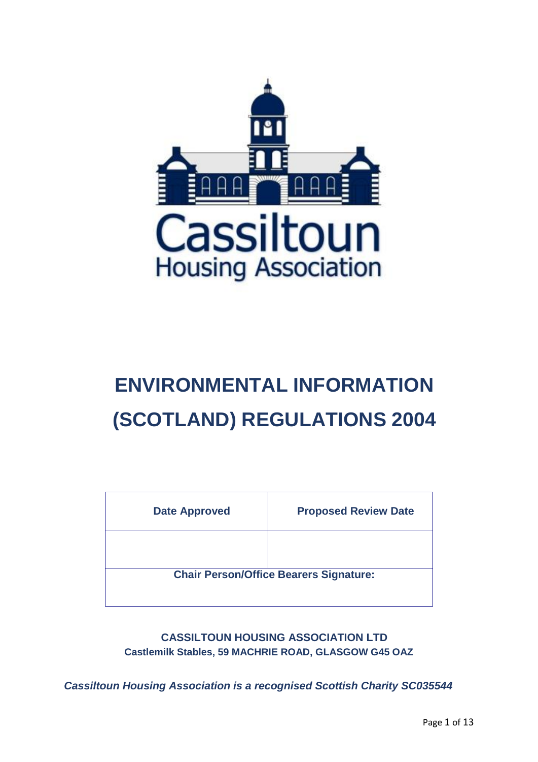Cassiltoun
Housing Association

# ENVIRONMENTAL INFORMATION (SCOTLAND) REGULATIONS 2004

| Date Approved | Proposed Review Date |
|---|---|
| | |
| **Chair Person/Office Bearers Signature:** | |

**CASSILTOUN HOUSING ASSOCIATION LTD**
**Castlemilk Stables, 59 MACHRIE ROAD, GLASGOW G45 OAZ**

***Cassiltoun Housing Association is a recognised Scottish Charity SC035544***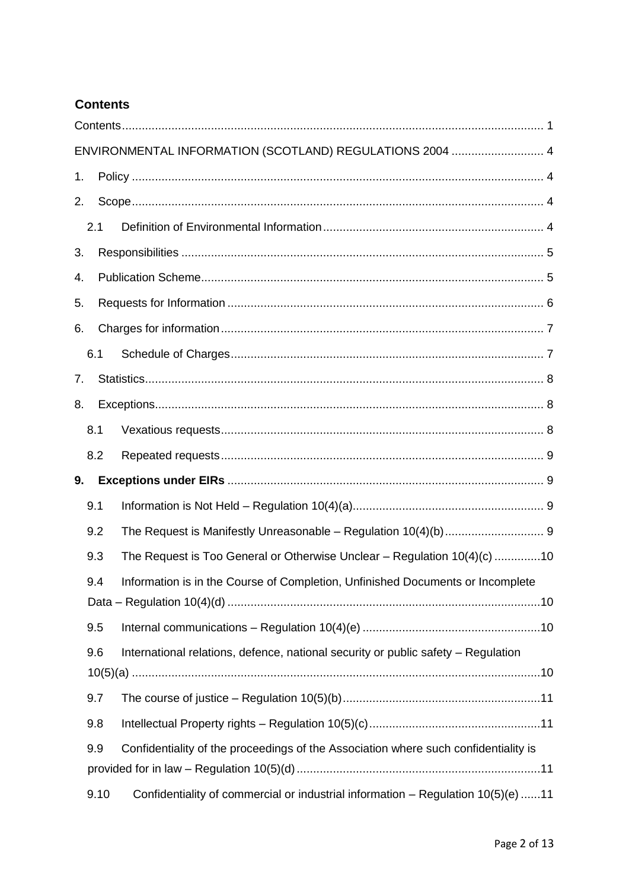## Contents

Contents ..... 1

ENVIRONMENTAL INFORMATION (SCOTLAND) REGULATIONS 2004 ..... 4

1. Policy ..... 4
2. Scope ..... 4
   - 2.1 Definition of Environmental Information ..... 4
3. Responsibilities ..... 5
4. Publication Scheme ..... 5
5. Requests for Information ..... 6
6. Charges for information ..... 7
   - 6.1 Schedule of Charges ..... 7
7. Statistics ..... 8
8. Exceptions ..... 8
   - 8.1 Vexatious requests ..... 8
   - 8.2 Repeated requests ..... 9
9. **Exceptions under EIRs** ..... 9
   - 9.1 Information is Not Held – Regulation 10(4)(a) ..... 9
   - 9.2 The Request is Manifestly Unreasonable – Regulation 10(4)(b) ..... 9
   - 9.3 The Request is Too General or Otherwise Unclear – Regulation 10(4)(c) ..... 10
   - 9.4 Information is in the Course of Completion, Unfinished Documents or Incomplete Data – Regulation 10(4)(d) ..... 10
   - 9.5 Internal communications – Regulation 10(4)(e) ..... 10
   - 9.6 International relations, defence, national security or public safety – Regulation 10(5)(a) ..... 10
   - 9.7 The course of justice – Regulation 10(5)(b) ..... 11
   - 9.8 Intellectual Property rights – Regulation 10(5)(c) ..... 11
   - 9.9 Confidentiality of the proceedings of the Association where such confidentiality is provided for in law – Regulation 10(5)(d) ..... 11
   - 9.10 Confidentiality of commercial or industrial information – Regulation 10(5)(e) ..... 11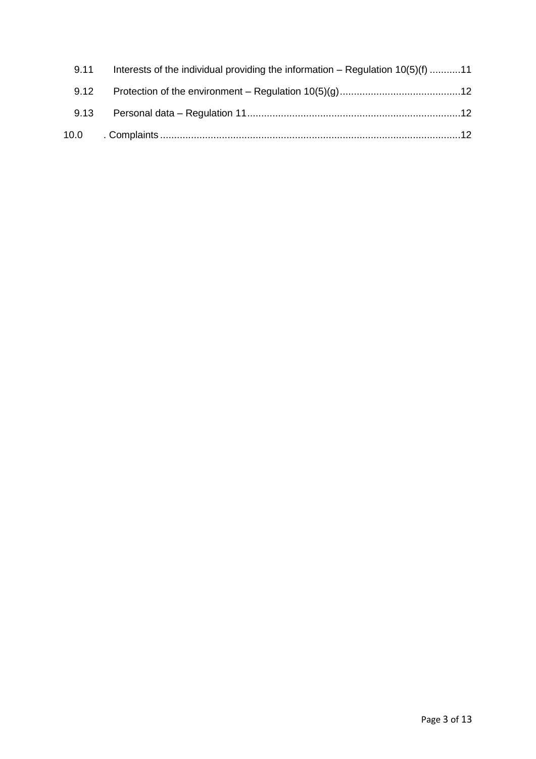9.11 Interests of the individual providing the information – Regulation 10(5)(f) ...........11

9.12 Protection of the environment – Regulation 10(5)(g) ...........................................12

9.13 Personal data – Regulation 11 ............................................................................12

10.0 . Complaints ..........................................................................................................12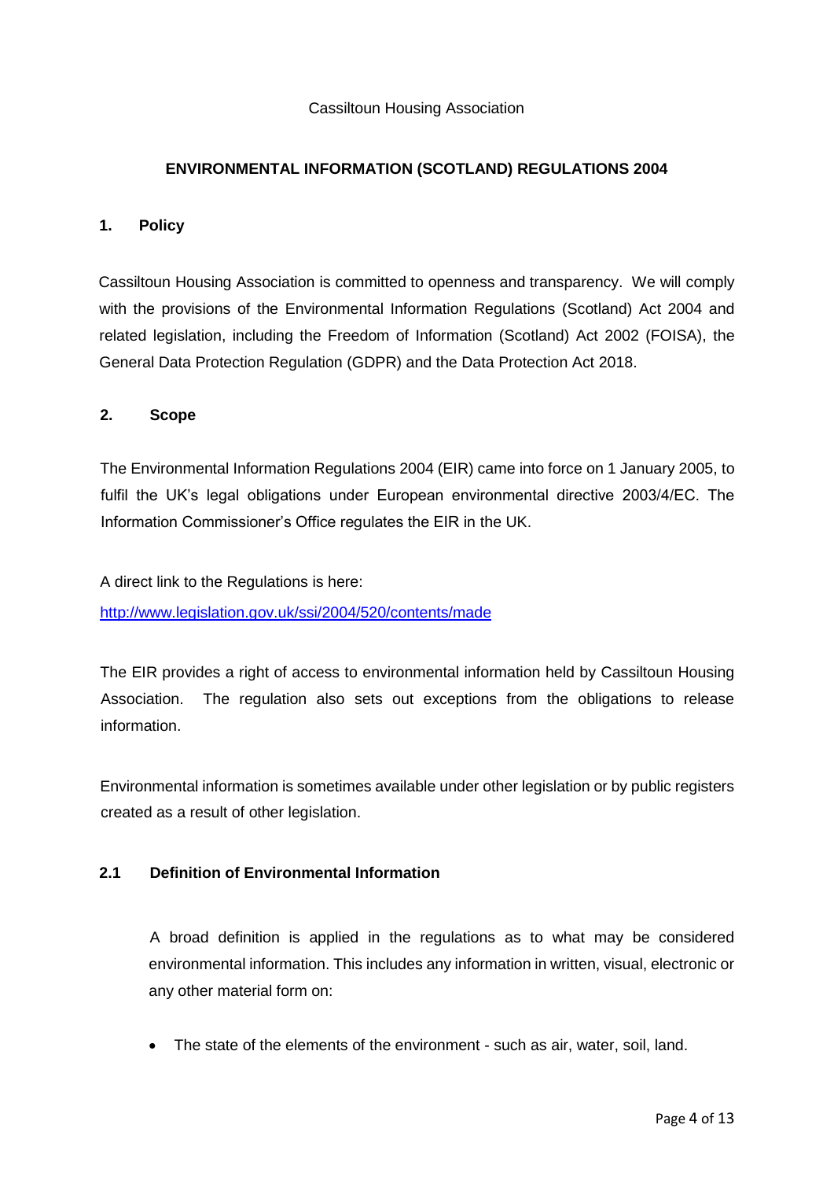Cassiltoun Housing Association

**ENVIRONMENTAL INFORMATION (SCOTLAND) REGULATIONS 2004**

## 1. Policy

Cassiltoun Housing Association is committed to openness and transparency. We will comply with the provisions of the Environmental Information Regulations (Scotland) Act 2004 and related legislation, including the Freedom of Information (Scotland) Act 2002 (FOISA), the General Data Protection Regulation (GDPR) and the Data Protection Act 2018.

## 2. Scope

The Environmental Information Regulations 2004 (EIR) came into force on 1 January 2005, to fulfil the UK's legal obligations under European environmental directive 2003/4/EC. The Information Commissioner's Office regulates the EIR in the UK.

A direct link to the Regulations is here:
http://www.legislation.gov.uk/ssi/2004/520/contents/made

The EIR provides a right of access to environmental information held by Cassiltoun Housing Association. The regulation also sets out exceptions from the obligations to release information.

Environmental information is sometimes available under other legislation or by public registers created as a result of other legislation.

### 2.1 Definition of Environmental Information

A broad definition is applied in the regulations as to what may be considered environmental information. This includes any information in written, visual, electronic or any other material form on:

- The state of the elements of the environment - such as air, water, soil, land.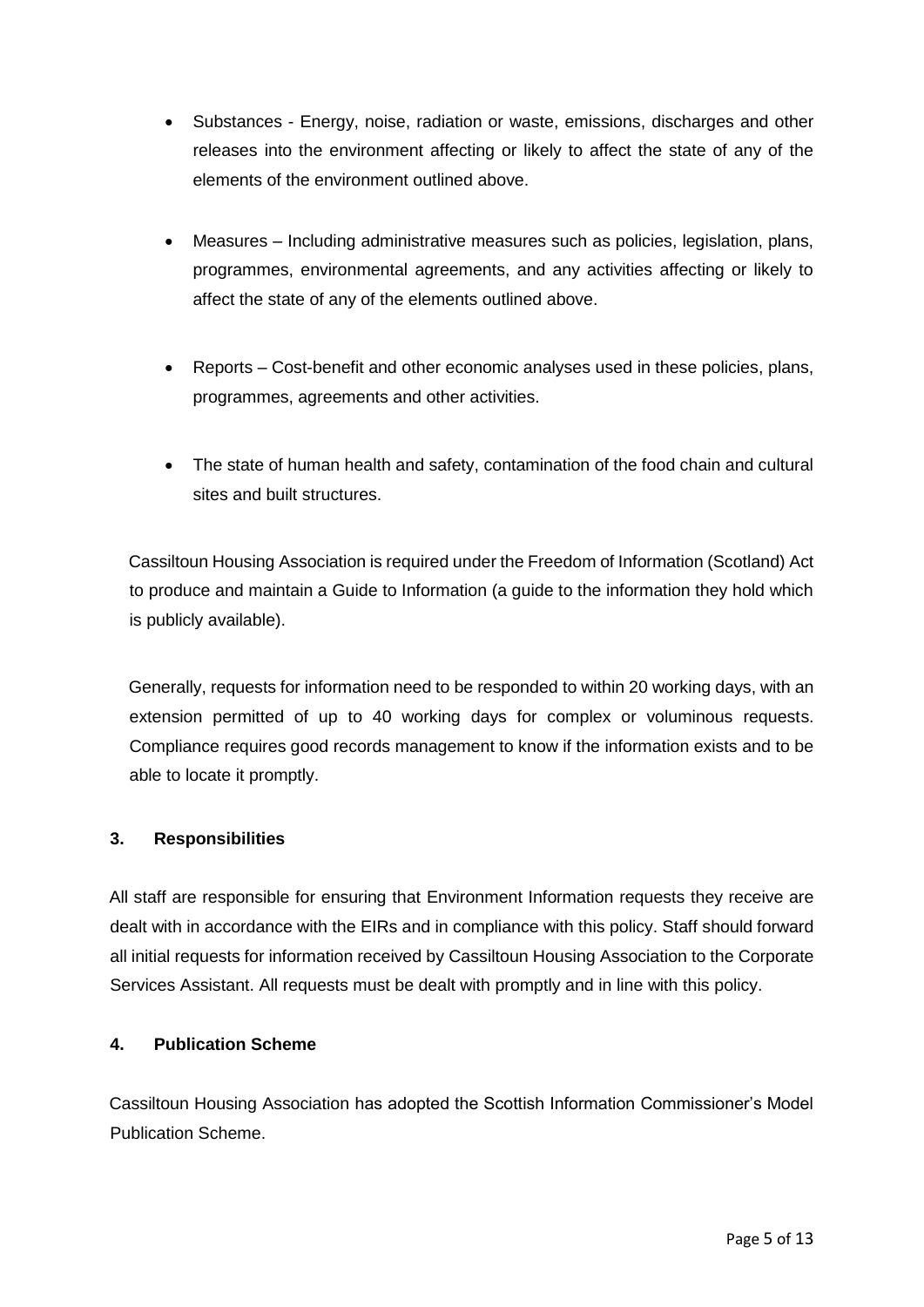- Substances - Energy, noise, radiation or waste, emissions, discharges and other releases into the environment affecting or likely to affect the state of any of the elements of the environment outlined above.

- Measures – Including administrative measures such as policies, legislation, plans, programmes, environmental agreements, and any activities affecting or likely to affect the state of any of the elements outlined above.

- Reports – Cost-benefit and other economic analyses used in these policies, plans, programmes, agreements and other activities.

- The state of human health and safety, contamination of the food chain and cultural sites and built structures.

Cassiltoun Housing Association is required under the Freedom of Information (Scotland) Act to produce and maintain a Guide to Information (a guide to the information they hold which is publicly available).

Generally, requests for information need to be responded to within 20 working days, with an extension permitted of up to 40 working days for complex or voluminous requests. Compliance requires good records management to know if the information exists and to be able to locate it promptly.

## 3. Responsibilities

All staff are responsible for ensuring that Environment Information requests they receive are dealt with in accordance with the EIRs and in compliance with this policy. Staff should forward all initial requests for information received by Cassiltoun Housing Association to the Corporate Services Assistant. All requests must be dealt with promptly and in line with this policy.

## 4. Publication Scheme

Cassiltoun Housing Association has adopted the Scottish Information Commissioner's Model Publication Scheme.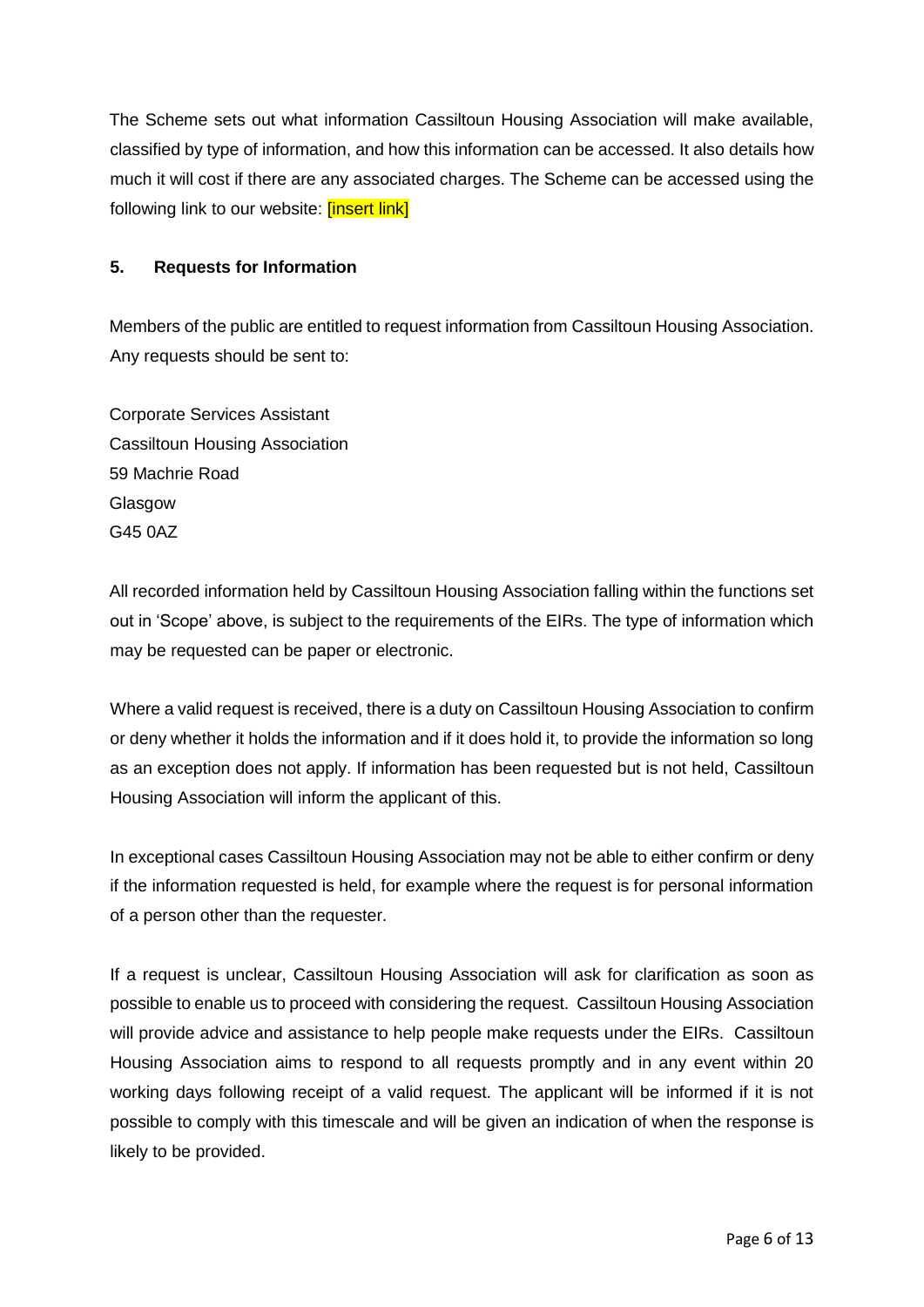The Scheme sets out what information Cassiltoun Housing Association will make available, classified by type of information, and how this information can be accessed. It also details how much it will cost if there are any associated charges. The Scheme can be accessed using the following link to our website: [insert link]

## 5. Requests for Information

Members of the public are entitled to request information from Cassiltoun Housing Association. Any requests should be sent to:

Corporate Services Assistant
Cassiltoun Housing Association
59 Machrie Road
Glasgow
G45 0AZ

All recorded information held by Cassiltoun Housing Association falling within the functions set out in 'Scope' above, is subject to the requirements of the EIRs. The type of information which may be requested can be paper or electronic.

Where a valid request is received, there is a duty on Cassiltoun Housing Association to confirm or deny whether it holds the information and if it does hold it, to provide the information so long as an exception does not apply. If information has been requested but is not held, Cassiltoun Housing Association will inform the applicant of this.

In exceptional cases Cassiltoun Housing Association may not be able to either confirm or deny if the information requested is held, for example where the request is for personal information of a person other than the requester.

If a request is unclear, Cassiltoun Housing Association will ask for clarification as soon as possible to enable us to proceed with considering the request. Cassiltoun Housing Association will provide advice and assistance to help people make requests under the EIRs. Cassiltoun Housing Association aims to respond to all requests promptly and in any event within 20 working days following receipt of a valid request. The applicant will be informed if it is not possible to comply with this timescale and will be given an indication of when the response is likely to be provided.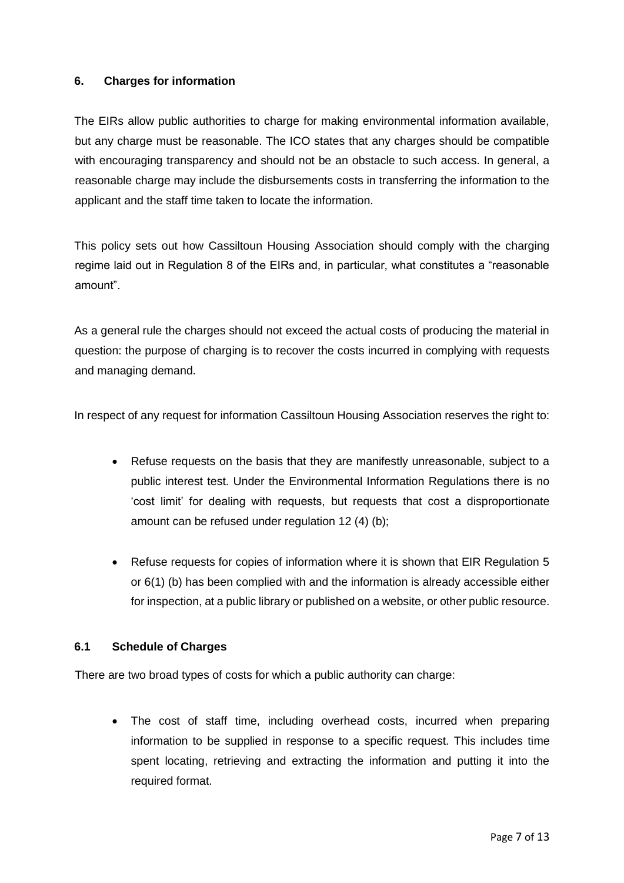## 6. Charges for information

The EIRs allow public authorities to charge for making environmental information available, but any charge must be reasonable. The ICO states that any charges should be compatible with encouraging transparency and should not be an obstacle to such access. In general, a reasonable charge may include the disbursements costs in transferring the information to the applicant and the staff time taken to locate the information.

This policy sets out how Cassiltoun Housing Association should comply with the charging regime laid out in Regulation 8 of the EIRs and, in particular, what constitutes a "reasonable amount".

As a general rule the charges should not exceed the actual costs of producing the material in question: the purpose of charging is to recover the costs incurred in complying with requests and managing demand.

In respect of any request for information Cassiltoun Housing Association reserves the right to:

- Refuse requests on the basis that they are manifestly unreasonable, subject to a public interest test. Under the Environmental Information Regulations there is no 'cost limit' for dealing with requests, but requests that cost a disproportionate amount can be refused under regulation 12 (4) (b);
- Refuse requests for copies of information where it is shown that EIR Regulation 5 or 6(1) (b) has been complied with and the information is already accessible either for inspection, at a public library or published on a website, or other public resource.

### 6.1 Schedule of Charges

There are two broad types of costs for which a public authority can charge:

- The cost of staff time, including overhead costs, incurred when preparing information to be supplied in response to a specific request. This includes time spent locating, retrieving and extracting the information and putting it into the required format.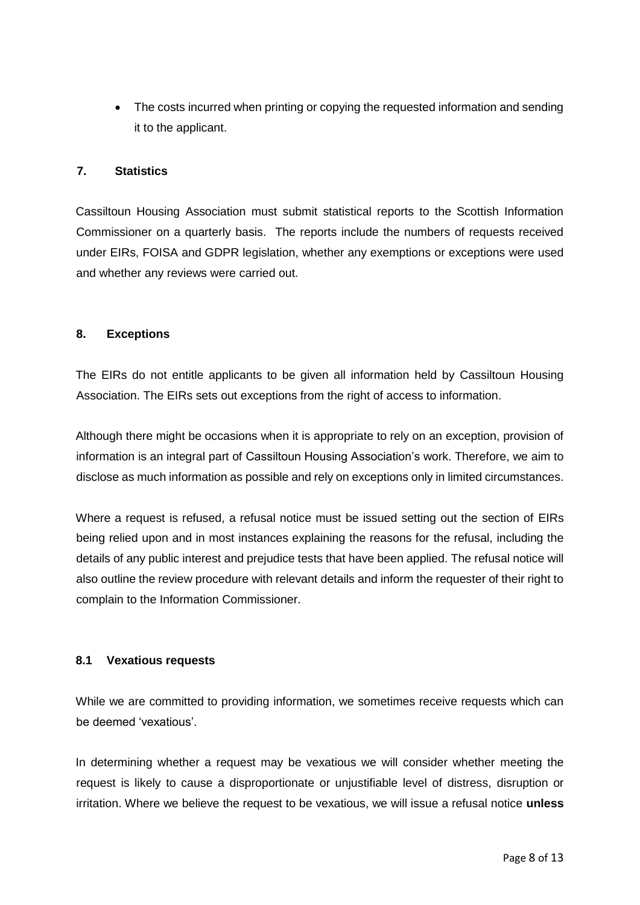- The costs incurred when printing or copying the requested information and sending it to the applicant.

## 7. Statistics

Cassiltoun Housing Association must submit statistical reports to the Scottish Information Commissioner on a quarterly basis. The reports include the numbers of requests received under EIRs, FOISA and GDPR legislation, whether any exemptions or exceptions were used and whether any reviews were carried out.

## 8. Exceptions

The EIRs do not entitle applicants to be given all information held by Cassiltoun Housing Association. The EIRs sets out exceptions from the right of access to information.

Although there might be occasions when it is appropriate to rely on an exception, provision of information is an integral part of Cassiltoun Housing Association's work. Therefore, we aim to disclose as much information as possible and rely on exceptions only in limited circumstances.

Where a request is refused, a refusal notice must be issued setting out the section of EIRs being relied upon and in most instances explaining the reasons for the refusal, including the details of any public interest and prejudice tests that have been applied. The refusal notice will also outline the review procedure with relevant details and inform the requester of their right to complain to the Information Commissioner.

### 8.1 Vexatious requests

While we are committed to providing information, we sometimes receive requests which can be deemed 'vexatious'.

In determining whether a request may be vexatious we will consider whether meeting the request is likely to cause a disproportionate or unjustifiable level of distress, disruption or irritation. Where we believe the request to be vexatious, we will issue a refusal notice **unless**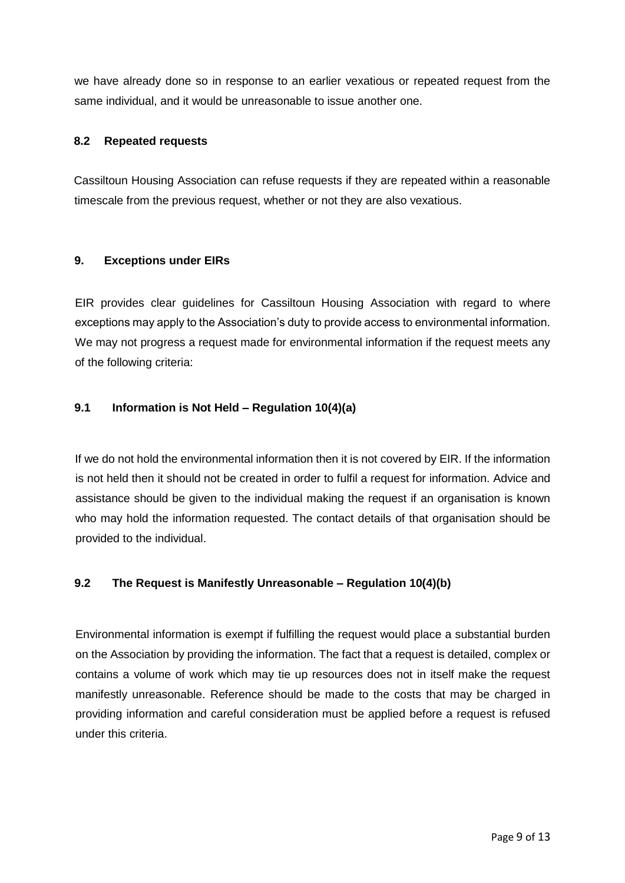we have already done so in response to an earlier vexatious or repeated request from the same individual, and it would be unreasonable to issue another one.

### 8.2 Repeated requests

Cassiltoun Housing Association can refuse requests if they are repeated within a reasonable timescale from the previous request, whether or not they are also vexatious.

## 9. Exceptions under EIRs

EIR provides clear guidelines for Cassiltoun Housing Association with regard to where exceptions may apply to the Association's duty to provide access to environmental information. We may not progress a request made for environmental information if the request meets any of the following criteria:

### 9.1 Information is Not Held – Regulation 10(4)(a)

If we do not hold the environmental information then it is not covered by EIR. If the information is not held then it should not be created in order to fulfil a request for information. Advice and assistance should be given to the individual making the request if an organisation is known who may hold the information requested. The contact details of that organisation should be provided to the individual.

### 9.2 The Request is Manifestly Unreasonable – Regulation 10(4)(b)

Environmental information is exempt if fulfilling the request would place a substantial burden on the Association by providing the information. The fact that a request is detailed, complex or contains a volume of work which may tie up resources does not in itself make the request manifestly unreasonable. Reference should be made to the costs that may be charged in providing information and careful consideration must be applied before a request is refused under this criteria.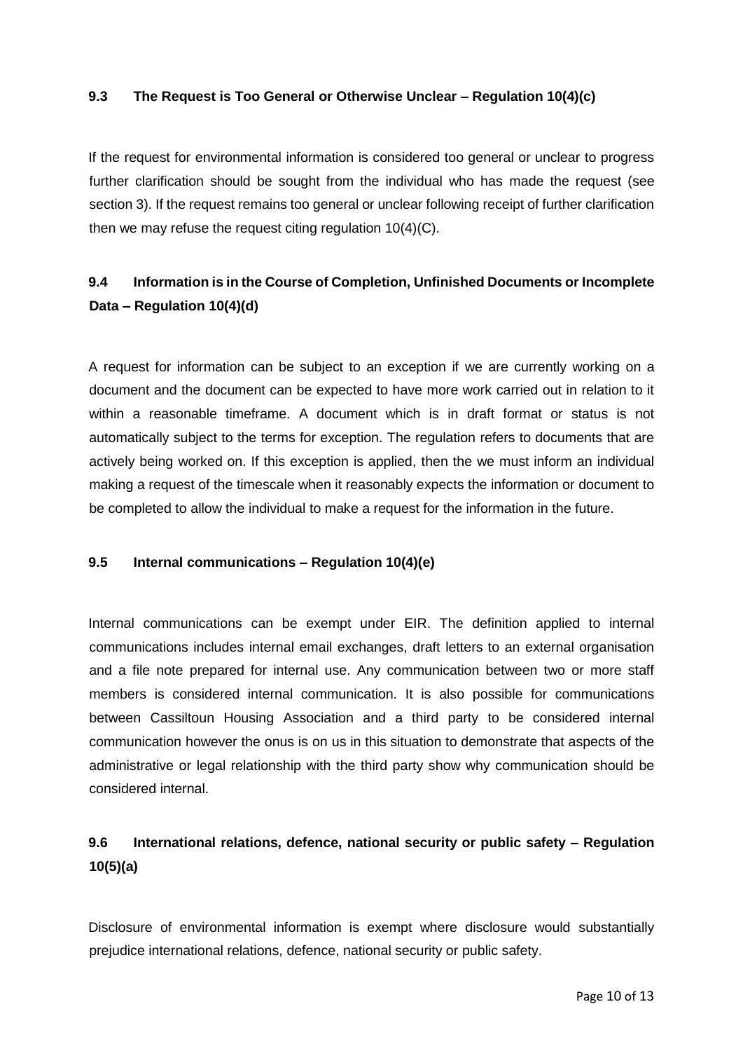### 9.3 The Request is Too General or Otherwise Unclear – Regulation 10(4)(c)

If the request for environmental information is considered too general or unclear to progress further clarification should be sought from the individual who has made the request (see section 3). If the request remains too general or unclear following receipt of further clarification then we may refuse the request citing regulation 10(4)(C).

### 9.4 Information is in the Course of Completion, Unfinished Documents or Incomplete Data – Regulation 10(4)(d)

A request for information can be subject to an exception if we are currently working on a document and the document can be expected to have more work carried out in relation to it within a reasonable timeframe. A document which is in draft format or status is not automatically subject to the terms for exception. The regulation refers to documents that are actively being worked on. If this exception is applied, then the we must inform an individual making a request of the timescale when it reasonably expects the information or document to be completed to allow the individual to make a request for the information in the future.

### 9.5 Internal communications – Regulation 10(4)(e)

Internal communications can be exempt under EIR. The definition applied to internal communications includes internal email exchanges, draft letters to an external organisation and a file note prepared for internal use. Any communication between two or more staff members is considered internal communication. It is also possible for communications between Cassiltoun Housing Association and a third party to be considered internal communication however the onus is on us in this situation to demonstrate that aspects of the administrative or legal relationship with the third party show why communication should be considered internal.

### 9.6 International relations, defence, national security or public safety – Regulation 10(5)(a)

Disclosure of environmental information is exempt where disclosure would substantially prejudice international relations, defence, national security or public safety.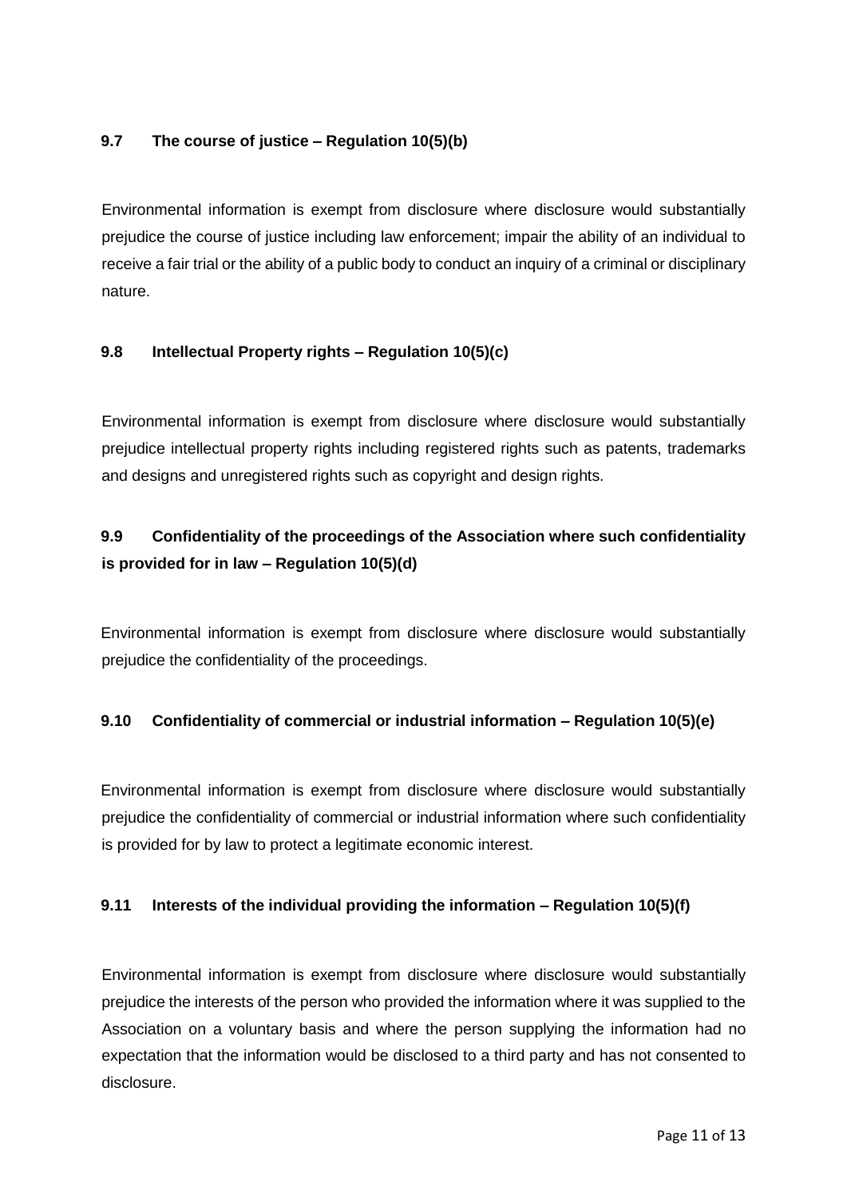### 9.7 The course of justice – Regulation 10(5)(b)

Environmental information is exempt from disclosure where disclosure would substantially prejudice the course of justice including law enforcement; impair the ability of an individual to receive a fair trial or the ability of a public body to conduct an inquiry of a criminal or disciplinary nature.

### 9.8 Intellectual Property rights – Regulation 10(5)(c)

Environmental information is exempt from disclosure where disclosure would substantially prejudice intellectual property rights including registered rights such as patents, trademarks and designs and unregistered rights such as copyright and design rights.

### 9.9 Confidentiality of the proceedings of the Association where such confidentiality is provided for in law – Regulation 10(5)(d)

Environmental information is exempt from disclosure where disclosure would substantially prejudice the confidentiality of the proceedings.

### 9.10 Confidentiality of commercial or industrial information – Regulation 10(5)(e)

Environmental information is exempt from disclosure where disclosure would substantially prejudice the confidentiality of commercial or industrial information where such confidentiality is provided for by law to protect a legitimate economic interest.

### 9.11 Interests of the individual providing the information – Regulation 10(5)(f)

Environmental information is exempt from disclosure where disclosure would substantially prejudice the interests of the person who provided the information where it was supplied to the Association on a voluntary basis and where the person supplying the information had no expectation that the information would be disclosed to a third party and has not consented to disclosure.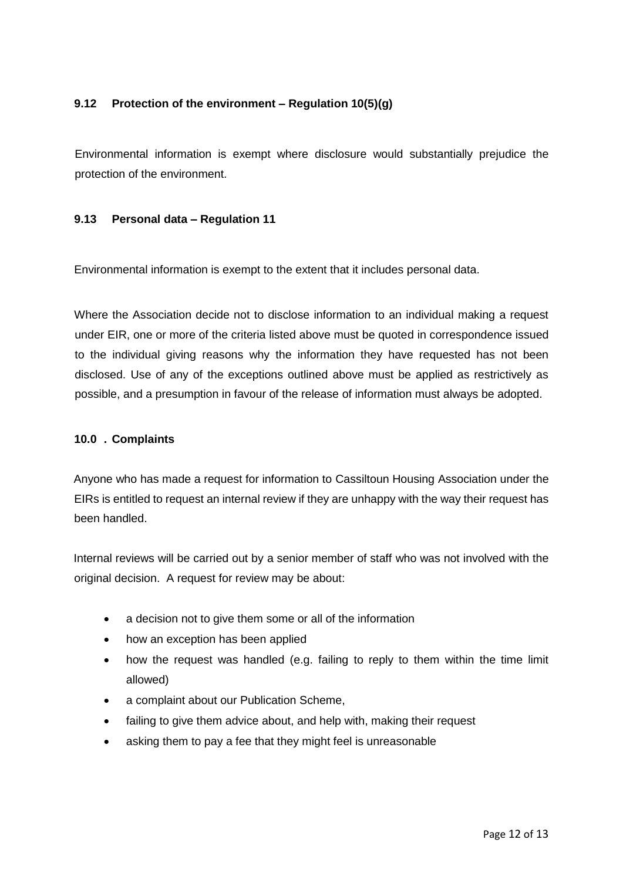### 9.12 Protection of the environment – Regulation 10(5)(g)

Environmental information is exempt where disclosure would substantially prejudice the protection of the environment.

### 9.13 Personal data – Regulation 11

Environmental information is exempt to the extent that it includes personal data.

Where the Association decide not to disclose information to an individual making a request under EIR, one or more of the criteria listed above must be quoted in correspondence issued to the individual giving reasons why the information they have requested has not been disclosed. Use of any of the exceptions outlined above must be applied as restrictively as possible, and a presumption in favour of the release of information must always be adopted.

## 10.0 . Complaints

Anyone who has made a request for information to Cassiltoun Housing Association under the EIRs is entitled to request an internal review if they are unhappy with the way their request has been handled.

Internal reviews will be carried out by a senior member of staff who was not involved with the original decision. A request for review may be about:

- a decision not to give them some or all of the information
- how an exception has been applied
- how the request was handled (e.g. failing to reply to them within the time limit allowed)
- a complaint about our Publication Scheme,
- failing to give them advice about, and help with, making their request
- asking them to pay a fee that they might feel is unreasonable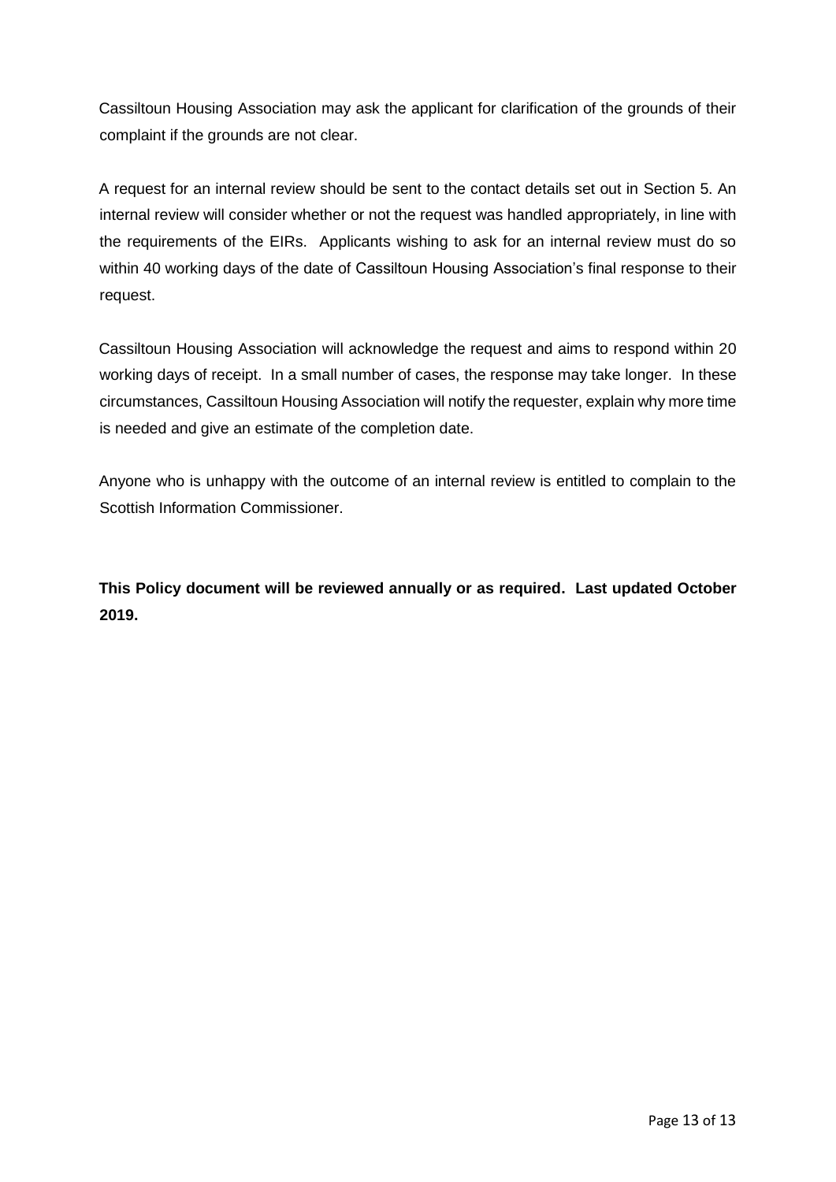Cassiltoun Housing Association may ask the applicant for clarification of the grounds of their complaint if the grounds are not clear.

A request for an internal review should be sent to the contact details set out in Section 5. An internal review will consider whether or not the request was handled appropriately, in line with the requirements of the EIRs. Applicants wishing to ask for an internal review must do so within 40 working days of the date of Cassiltoun Housing Association's final response to their request.

Cassiltoun Housing Association will acknowledge the request and aims to respond within 20 working days of receipt. In a small number of cases, the response may take longer. In these circumstances, Cassiltoun Housing Association will notify the requester, explain why more time is needed and give an estimate of the completion date.

Anyone who is unhappy with the outcome of an internal review is entitled to complain to the Scottish Information Commissioner.

**This Policy document will be reviewed annually or as required. Last updated October 2019.**